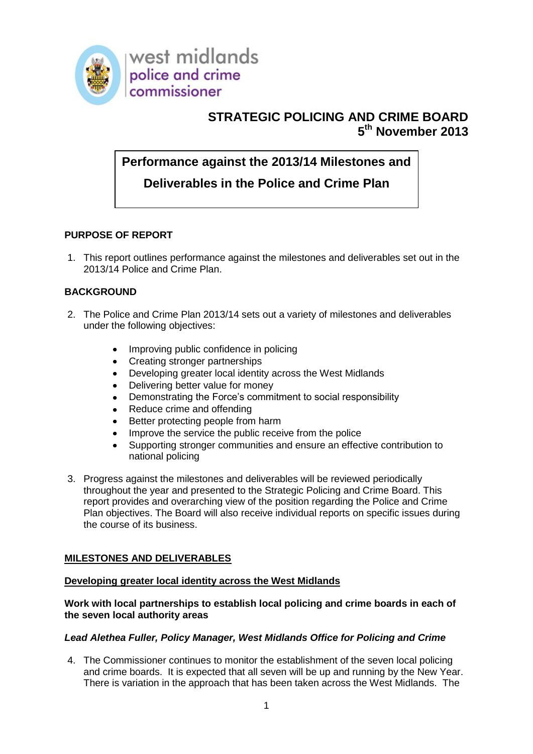west midlands
police and crime
commissioner

# STRATEGIC POLICING AND CRIME BOARD
## 5th November 2013

## Performance against the 2013/14 Milestones and Deliverables in the Police and Crime Plan

### PURPOSE OF REPORT

1. This report outlines performance against the milestones and deliverables set out in the 2013/14 Police and Crime Plan.

### BACKGROUND

2. The Police and Crime Plan 2013/14 sets out a variety of milestones and deliverables under the following objectives:

   - Improving public confidence in policing
   - Creating stronger partnerships
   - Developing greater local identity across the West Midlands
   - Delivering better value for money
   - Demonstrating the Force's commitment to social responsibility
   - Reduce crime and offending
   - Better protecting people from harm
   - Improve the service the public receive from the police
   - Supporting stronger communities and ensure an effective contribution to national policing

3. Progress against the milestones and deliverables will be reviewed periodically throughout the year and presented to the Strategic Policing and Crime Board. This report provides and overarching view of the position regarding the Police and Crime Plan objectives. The Board will also receive individual reports on specific issues during the course of its business.

### MILESTONES AND DELIVERABLES

#### Developing greater local identity across the West Midlands

**Work with local partnerships to establish local policing and crime boards in each of the seven local authority areas**

***Lead Alethea Fuller, Policy Manager, West Midlands Office for Policing and Crime***

4. The Commissioner continues to monitor the establishment of the seven local policing and crime boards. It is expected that all seven will be up and running by the New Year. There is variation in the approach that has been taken across the West Midlands. The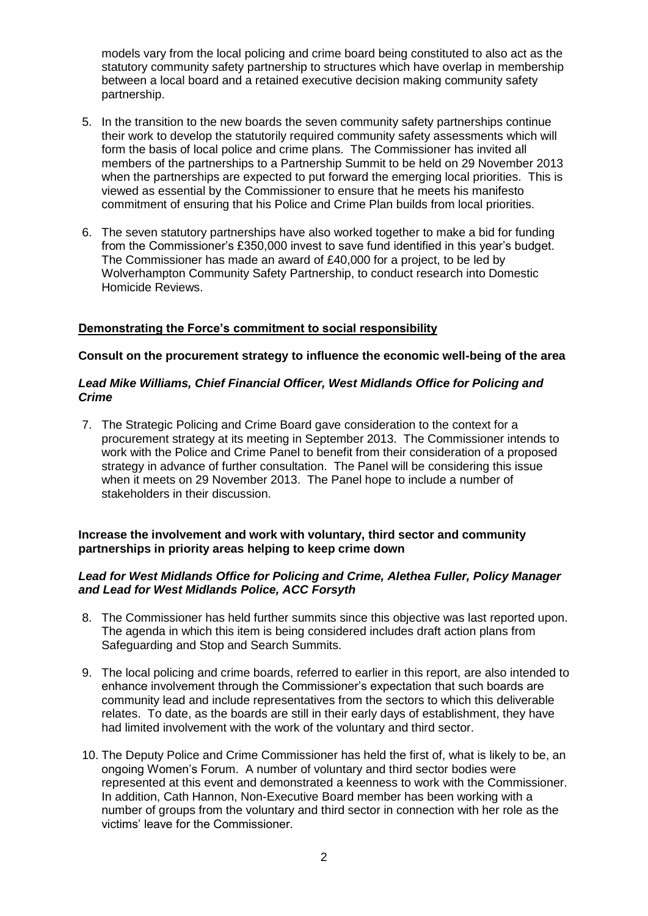models vary from the local policing and crime board being constituted to also act as the statutory community safety partnership to structures which have overlap in membership between a local board and a retained executive decision making community safety partnership.

5. In the transition to the new boards the seven community safety partnerships continue their work to develop the statutorily required community safety assessments which will form the basis of local police and crime plans. The Commissioner has invited all members of the partnerships to a Partnership Summit to be held on 29 November 2013 when the partnerships are expected to put forward the emerging local priorities. This is viewed as essential by the Commissioner to ensure that he meets his manifesto commitment of ensuring that his Police and Crime Plan builds from local priorities.

6. The seven statutory partnerships have also worked together to make a bid for funding from the Commissioner's £350,000 invest to save fund identified in this year's budget. The Commissioner has made an award of £40,000 for a project, to be led by Wolverhampton Community Safety Partnership, to conduct research into Domestic Homicide Reviews.

**Demonstrating the Force's commitment to social responsibility**

**Consult on the procurement strategy to influence the economic well-being of the area**

***Lead Mike Williams, Chief Financial Officer, West Midlands Office for Policing and Crime***

7. The Strategic Policing and Crime Board gave consideration to the context for a procurement strategy at its meeting in September 2013. The Commissioner intends to work with the Police and Crime Panel to benefit from their consideration of a proposed strategy in advance of further consultation. The Panel will be considering this issue when it meets on 29 November 2013. The Panel hope to include a number of stakeholders in their discussion.

**Increase the involvement and work with voluntary, third sector and community partnerships in priority areas helping to keep crime down**

***Lead for West Midlands Office for Policing and Crime, Alethea Fuller, Policy Manager and Lead for West Midlands Police, ACC Forsyth***

8. The Commissioner has held further summits since this objective was last reported upon. The agenda in which this item is being considered includes draft action plans from Safeguarding and Stop and Search Summits.

9. The local policing and crime boards, referred to earlier in this report, are also intended to enhance involvement through the Commissioner's expectation that such boards are community lead and include representatives from the sectors to which this deliverable relates. To date, as the boards are still in their early days of establishment, they have had limited involvement with the work of the voluntary and third sector.

10. The Deputy Police and Crime Commissioner has held the first of, what is likely to be, an ongoing Women's Forum. A number of voluntary and third sector bodies were represented at this event and demonstrated a keenness to work with the Commissioner. In addition, Cath Hannon, Non-Executive Board member has been working with a number of groups from the voluntary and third sector in connection with her role as the victims' leave for the Commissioner.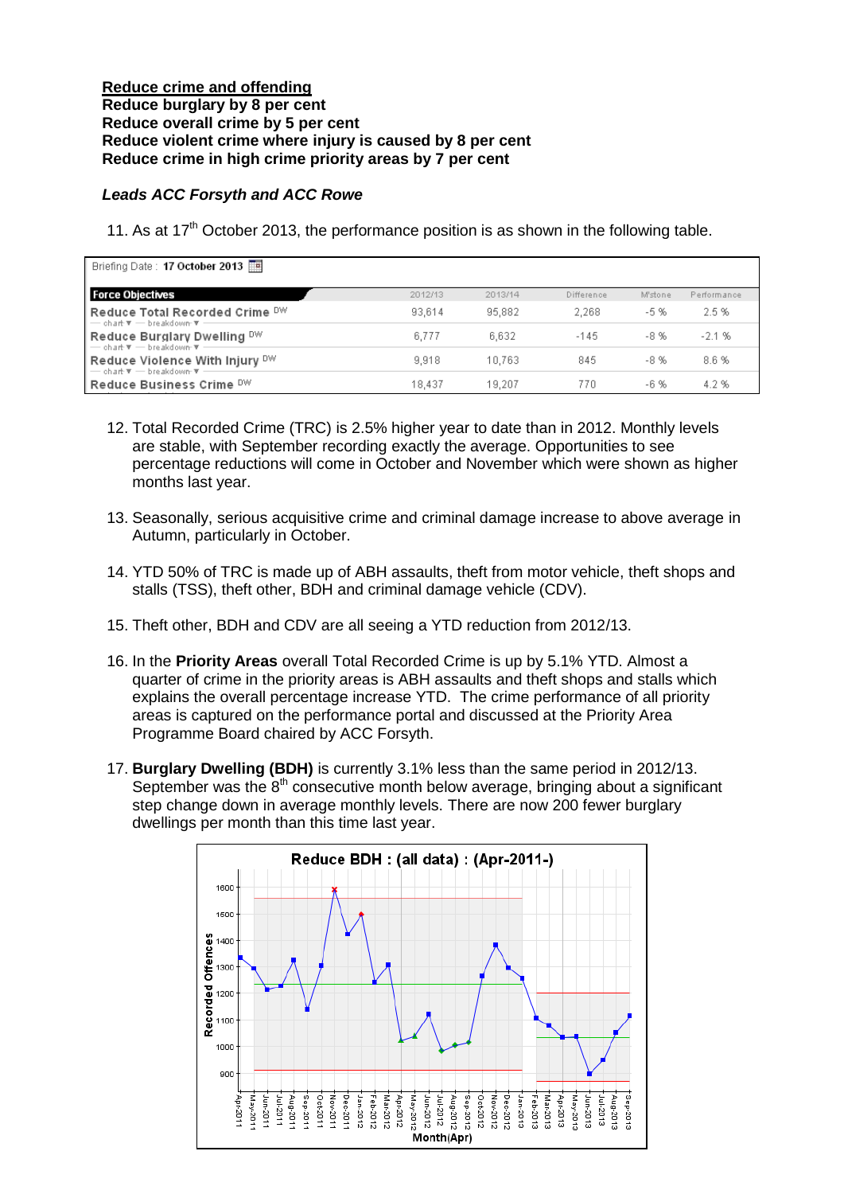**<u>Reduce crime and offending</u>**
**Reduce burglary by 8 per cent**
**Reduce overall crime by 5 per cent**
**Reduce violent crime where injury is caused by 8 per cent**
**Reduce crime in high crime priority areas by 7 per cent**

***Leads ACC Forsyth and ACC Rowe***

11. As at 17th October 2013, the performance position is as shown in the following table.

Briefing Date : **17 October 2013**

| Force Objectives | 2012/13 | 2013/14 | Difference | M'stone | Performance |
|---|---|---|---|---|---|
| Reduce Total Recorded Crime DW | 93,614 | 95,882 | 2,268 | -5 % | 2.5 % |
| Reduce Burglary Dwelling DW | 6,777 | 6,632 | -145 | -8 % | -2.1 % |
| Reduce Violence With Injury DW | 9,918 | 10,763 | 845 | -8 % | 8.6 % |
| Reduce Business Crime DW | 18,437 | 19,207 | 770 | -6 % | 4.2 % |

12. Total Recorded Crime (TRC) is 2.5% higher year to date than in 2012. Monthly levels are stable, with September recording exactly the average. Opportunities to see percentage reductions will come in October and November which were shown as higher months last year.

13. Seasonally, serious acquisitive crime and criminal damage increase to above average in Autumn, particularly in October.

14. YTD 50% of TRC is made up of ABH assaults, theft from motor vehicle, theft shops and stalls (TSS), theft other, BDH and criminal damage vehicle (CDV).

15. Theft other, BDH and CDV are all seeing a YTD reduction from 2012/13.

16. In the **Priority Areas** overall Total Recorded Crime is up by 5.1% YTD. Almost a quarter of crime in the priority areas is ABH assaults and theft shops and stalls which explains the overall percentage increase YTD. The crime performance of all priority areas is captured on the performance portal and discussed at the Priority Area Programme Board chaired by ACC Forsyth.

17. **Burglary Dwelling (BDH)** is currently 3.1% less than the same period in 2012/13. September was the 8th consecutive month below average, bringing about a significant step change down in average monthly levels. There are now 200 fewer burglary dwellings per month than this time last year.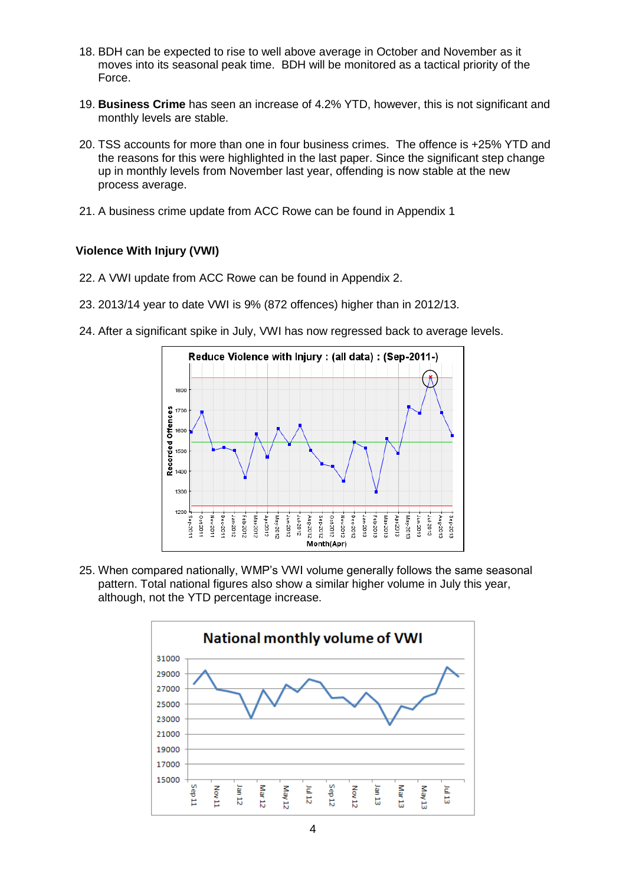18. BDH can be expected to rise to well above average in October and November as it moves into its seasonal peak time. BDH will be monitored as a tactical priority of the Force.

19. **Business Crime** has seen an increase of 4.2% YTD, however, this is not significant and monthly levels are stable.

20. TSS accounts for more than one in four business crimes. The offence is +25% YTD and the reasons for this were highlighted in the last paper. Since the significant step change up in monthly levels from November last year, offending is now stable at the new process average.

21. A business crime update from ACC Rowe can be found in Appendix 1

**Violence With Injury (VWI)**

22. A VWI update from ACC Rowe can be found in Appendix 2.

23. 2013/14 year to date VWI is 9% (872 offences) higher than in 2012/13.

24. After a significant spike in July, VWI has now regressed back to average levels.

25. When compared nationally, WMP's VWI volume generally follows the same seasonal pattern. Total national figures also show a similar higher volume in July this year, although, not the YTD percentage increase.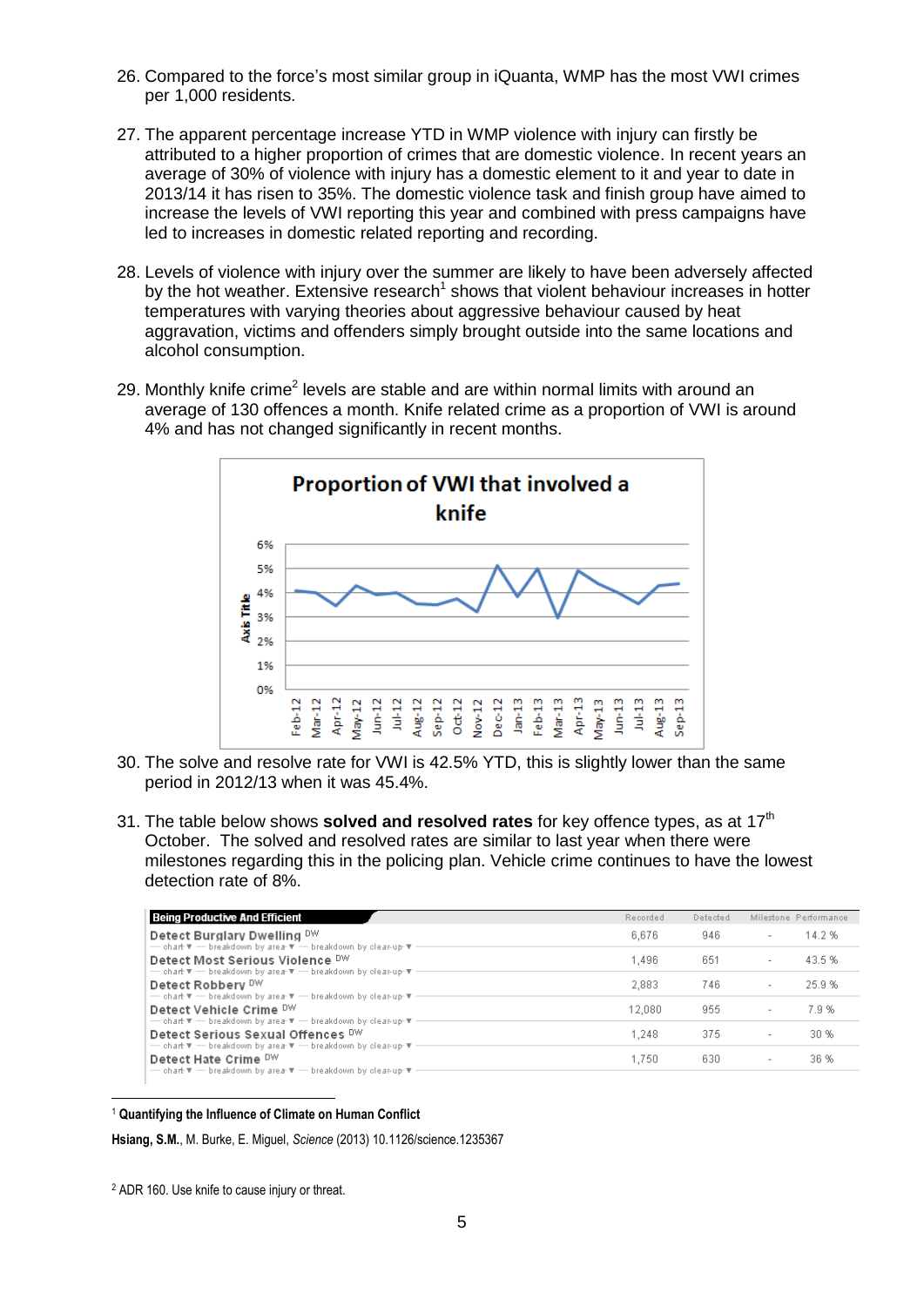26. Compared to the force's most similar group in iQuanta, WMP has the most VWI crimes per 1,000 residents.

27. The apparent percentage increase YTD in WMP violence with injury can firstly be attributed to a higher proportion of crimes that are domestic violence. In recent years an average of 30% of violence with injury has a domestic element to it and year to date in 2013/14 it has risen to 35%. The domestic violence task and finish group have aimed to increase the levels of VWI reporting this year and combined with press campaigns have led to increases in domestic related reporting and recording.

28. Levels of violence with injury over the summer are likely to have been adversely affected by the hot weather. Extensive research[1] shows that violent behaviour increases in hotter temperatures with varying theories about aggressive behaviour caused by heat aggravation, victims and offenders simply brought outside into the same locations and alcohol consumption.

29. Monthly knife crime[2] levels are stable and are within normal limits with around an average of 130 offences a month. Knife related crime as a proportion of VWI is around 4% and has not changed significantly in recent months.

**Proportion of VWI that involved a knife**

30. The solve and resolve rate for VWI is 42.5% YTD, this is slightly lower than the same period in 2012/13 when it was 45.4%.

31. The table below shows **solved and resolved rates** for key offence types, as at 17th October. The solved and resolved rates are similar to last year when there were milestones regarding this in the policing plan. Vehicle crime continues to have the lowest detection rate of 8%.

| Being Productive And Efficient | Recorded | Detected | Milestone | Performance |
|---|---|---|---|---|
| Detect Burglary Dwelling DW | 6,676 | 946 | - | 14.2 % |
| Detect Most Serious Violence DW | 1,496 | 651 | - | 43.5 % |
| Detect Robbery DW | 2,883 | 746 | - | 25.9 % |
| Detect Vehicle Crime DW | 12,080 | 955 | - | 7.9 % |
| Detect Serious Sexual Offences DW | 1,248 | 375 | - | 30 % |
| Detect Hate Crime DW | 1,750 | 630 | - | 36 % |

[1] **Quantifying the Influence of Climate on Human Conflict**

**Hsiang, S.M.**, M. Burke, E. Miguel, *Science* (2013) 10.1126/science.1235367

[2] ADR 160. Use knife to cause injury or threat.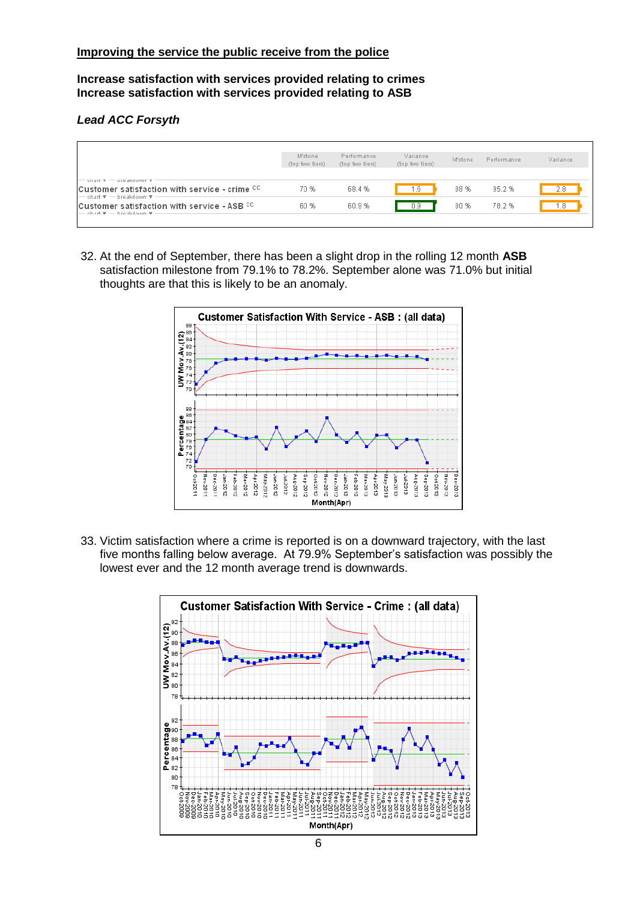**Improving the service the public receive from the police**

**Increase satisfaction with services provided relating to crimes**
**Increase satisfaction with services provided relating to ASB**

***Lead ACC Forsyth***

| | M'stone (top two tiers) | Performance (top two tiers) | Variance (top two tiers) | M'stone | Performance | Variance |
|---|---|---|---|---|---|---|
| Customer satisfaction with service - crime CC | 70 % | 68.4 % | 1.6 | 88 % | 85.2 % | 2.8 |
| Customer satisfaction with service - ASB CC | 60 % | 60.9 % | 0.9 | 80 % | 78.2 % | 1.8 |

32. At the end of September, there has been a slight drop in the rolling 12 month **ASB** satisfaction milestone from 79.1% to 78.2%. September alone was 71.0% but initial thoughts are that this is likely to be an anomaly.

33. Victim satisfaction where a crime is reported is on a downward trajectory, with the last five months falling below average. At 79.9% September's satisfaction was possibly the lowest ever and the 12 month average trend is downwards.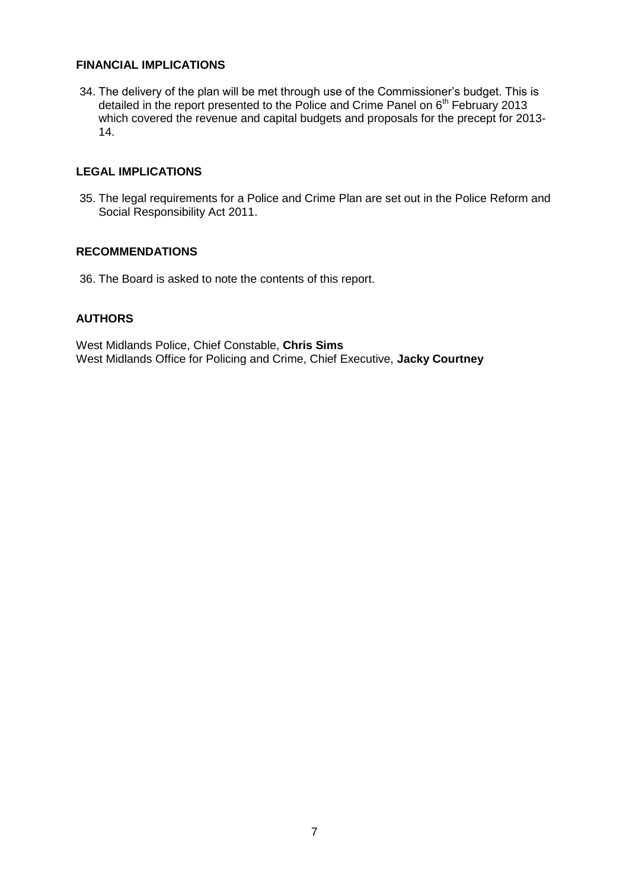## FINANCIAL IMPLICATIONS

34. The delivery of the plan will be met through use of the Commissioner's budget. This is detailed in the report presented to the Police and Crime Panel on 6th February 2013 which covered the revenue and capital budgets and proposals for the precept for 2013-14.

## LEGAL IMPLICATIONS

35. The legal requirements for a Police and Crime Plan are set out in the Police Reform and Social Responsibility Act 2011.

## RECOMMENDATIONS

36. The Board is asked to note the contents of this report.

## AUTHORS

West Midlands Police, Chief Constable, **Chris Sims**
West Midlands Office for Policing and Crime, Chief Executive, **Jacky Courtney**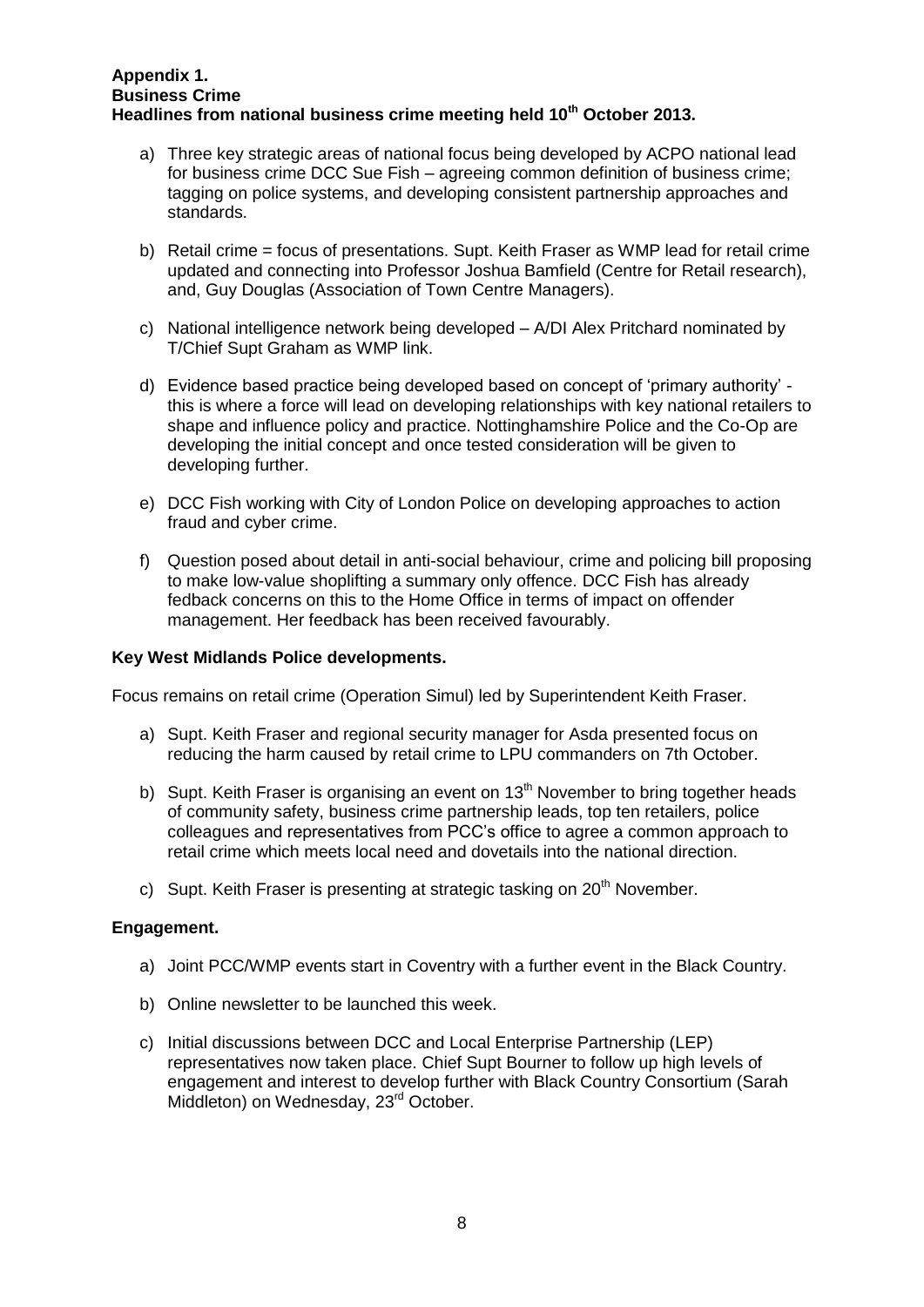**Appendix 1.**
**Business Crime**
**Headlines from national business crime meeting held 10th October 2013.**

a) Three key strategic areas of national focus being developed by ACPO national lead for business crime DCC Sue Fish – agreeing common definition of business crime; tagging on police systems, and developing consistent partnership approaches and standards.

b) Retail crime = focus of presentations. Supt. Keith Fraser as WMP lead for retail crime updated and connecting into Professor Joshua Bamfield (Centre for Retail research), and, Guy Douglas (Association of Town Centre Managers).

c) National intelligence network being developed – A/DI Alex Pritchard nominated by T/Chief Supt Graham as WMP link.

d) Evidence based practice being developed based on concept of 'primary authority' - this is where a force will lead on developing relationships with key national retailers to shape and influence policy and practice. Nottinghamshire Police and the Co-Op are developing the initial concept and once tested consideration will be given to developing further.

e) DCC Fish working with City of London Police on developing approaches to action fraud and cyber crime.

f) Question posed about detail in anti-social behaviour, crime and policing bill proposing to make low-value shoplifting a summary only offence. DCC Fish has already fedback concerns on this to the Home Office in terms of impact on offender management. Her feedback has been received favourably.

**Key West Midlands Police developments.**

Focus remains on retail crime (Operation Simul) led by Superintendent Keith Fraser.

a) Supt. Keith Fraser and regional security manager for Asda presented focus on reducing the harm caused by retail crime to LPU commanders on 7th October.

b) Supt. Keith Fraser is organising an event on 13th November to bring together heads of community safety, business crime partnership leads, top ten retailers, police colleagues and representatives from PCC's office to agree a common approach to retail crime which meets local need and dovetails into the national direction.

c) Supt. Keith Fraser is presenting at strategic tasking on 20th November.

**Engagement.**

a) Joint PCC/WMP events start in Coventry with a further event in the Black Country.

b) Online newsletter to be launched this week.

c) Initial discussions between DCC and Local Enterprise Partnership (LEP) representatives now taken place. Chief Supt Bourner to follow up high levels of engagement and interest to develop further with Black Country Consortium (Sarah Middleton) on Wednesday, 23rd October.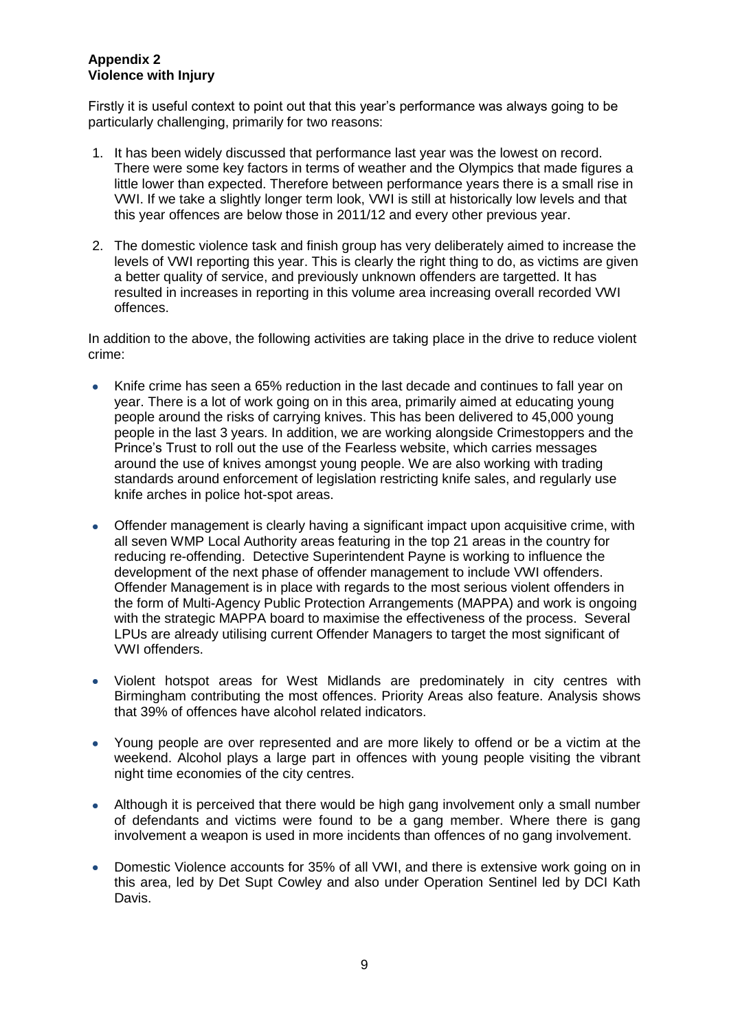**Appendix 2**
**Violence with Injury**

Firstly it is useful context to point out that this year's performance was always going to be particularly challenging, primarily for two reasons:

1. It has been widely discussed that performance last year was the lowest on record. There were some key factors in terms of weather and the Olympics that made figures a little lower than expected. Therefore between performance years there is a small rise in VWI. If we take a slightly longer term look, VWI is still at historically low levels and that this year offences are below those in 2011/12 and every other previous year.

2. The domestic violence task and finish group has very deliberately aimed to increase the levels of VWI reporting this year. This is clearly the right thing to do, as victims are given a better quality of service, and previously unknown offenders are targetted. It has resulted in increases in reporting in this volume area increasing overall recorded VWI offences.

In addition to the above, the following activities are taking place in the drive to reduce violent crime:

- Knife crime has seen a 65% reduction in the last decade and continues to fall year on year. There is a lot of work going on in this area, primarily aimed at educating young people around the risks of carrying knives. This has been delivered to 45,000 young people in the last 3 years. In addition, we are working alongside Crimestoppers and the Prince's Trust to roll out the use of the Fearless website, which carries messages around the use of knives amongst young people. We are also working with trading standards around enforcement of legislation restricting knife sales, and regularly use knife arches in police hot-spot areas.

- Offender management is clearly having a significant impact upon acquisitive crime, with all seven WMP Local Authority areas featuring in the top 21 areas in the country for reducing re-offending. Detective Superintendent Payne is working to influence the development of the next phase of offender management to include VWI offenders. Offender Management is in place with regards to the most serious violent offenders in the form of Multi-Agency Public Protection Arrangements (MAPPA) and work is ongoing with the strategic MAPPA board to maximise the effectiveness of the process. Several LPUs are already utilising current Offender Managers to target the most significant of VWI offenders.

- Violent hotspot areas for West Midlands are predominately in city centres with Birmingham contributing the most offences. Priority Areas also feature. Analysis shows that 39% of offences have alcohol related indicators.

- Young people are over represented and are more likely to offend or be a victim at the weekend. Alcohol plays a large part in offences with young people visiting the vibrant night time economies of the city centres.

- Although it is perceived that there would be high gang involvement only a small number of defendants and victims were found to be a gang member. Where there is gang involvement a weapon is used in more incidents than offences of no gang involvement.

- Domestic Violence accounts for 35% of all VWI, and there is extensive work going on in this area, led by Det Supt Cowley and also under Operation Sentinel led by DCI Kath Davis.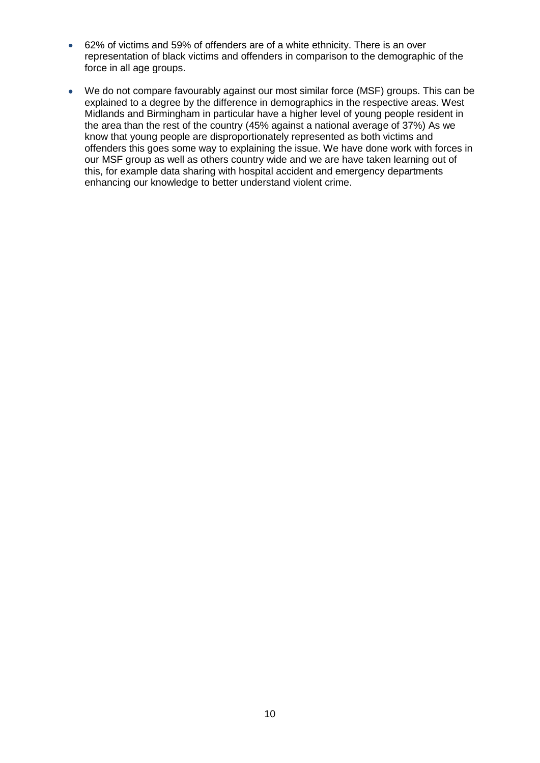- 62% of victims and 59% of offenders are of a white ethnicity. There is an over representation of black victims and offenders in comparison to the demographic of the force in all age groups.

- We do not compare favourably against our most similar force (MSF) groups. This can be explained to a degree by the difference in demographics in the respective areas. West Midlands and Birmingham in particular have a higher level of young people resident in the area than the rest of the country (45% against a national average of 37%) As we know that young people are disproportionately represented as both victims and offenders this goes some way to explaining the issue. We have done work with forces in our MSF group as well as others country wide and we are have taken learning out of this, for example data sharing with hospital accident and emergency departments enhancing our knowledge to better understand violent crime.